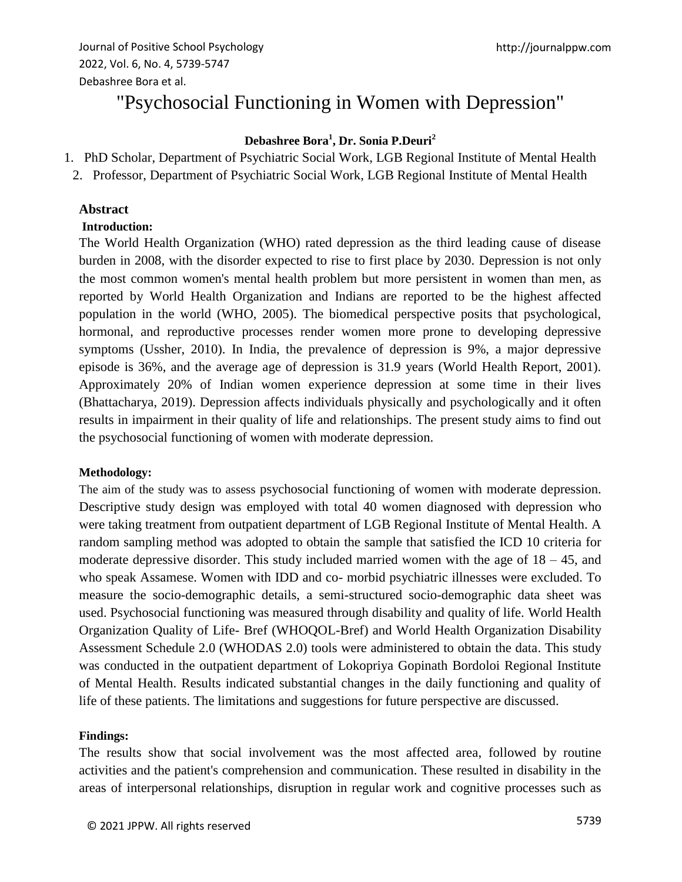# "Psychosocial Functioning in Women with Depression"

**Debashree Bora[1], Dr. Sonia P.Deuri[2]**

1. PhD Scholar, Department of Psychiatric Social Work, LGB Regional Institute of Mental Health
2. Professor, Department of Psychiatric Social Work, LGB Regional Institute of Mental Health

## Abstract

### Introduction:

The World Health Organization (WHO) rated depression as the third leading cause of disease burden in 2008, with the disorder expected to rise to first place by 2030. Depression is not only the most common women's mental health problem but more persistent in women than men, as reported by World Health Organization and Indians are reported to be the highest affected population in the world (WHO, 2005). The biomedical perspective posits that psychological, hormonal, and reproductive processes render women more prone to developing depressive symptoms (Ussher, 2010). In India, the prevalence of depression is 9%, a major depressive episode is 36%, and the average age of depression is 31.9 years (World Health Report, 2001). Approximately 20% of Indian women experience depression at some time in their lives (Bhattacharya, 2019). Depression affects individuals physically and psychologically and it often results in impairment in their quality of life and relationships. The present study aims to find out the psychosocial functioning of women with moderate depression.

### Methodology:

The aim of the study was to assess psychosocial functioning of women with moderate depression. Descriptive study design was employed with total 40 women diagnosed with depression who were taking treatment from outpatient department of LGB Regional Institute of Mental Health. A random sampling method was adopted to obtain the sample that satisfied the ICD 10 criteria for moderate depressive disorder. This study included married women with the age of 18 – 45, and who speak Assamese. Women with IDD and co- morbid psychiatric illnesses were excluded. To measure the socio-demographic details, a semi-structured socio-demographic data sheet was used. Psychosocial functioning was measured through disability and quality of life. World Health Organization Quality of Life- Bref (WHOQOL-Bref) and World Health Organization Disability Assessment Schedule 2.0 (WHODAS 2.0) tools were administered to obtain the data. This study was conducted in the outpatient department of Lokopriya Gopinath Bordoloi Regional Institute of Mental Health. Results indicated substantial changes in the daily functioning and quality of life of these patients. The limitations and suggestions for future perspective are discussed.

### Findings:

The results show that social involvement was the most affected area, followed by routine activities and the patient's comprehension and communication. These resulted in disability in the areas of interpersonal relationships, disruption in regular work and cognitive processes such as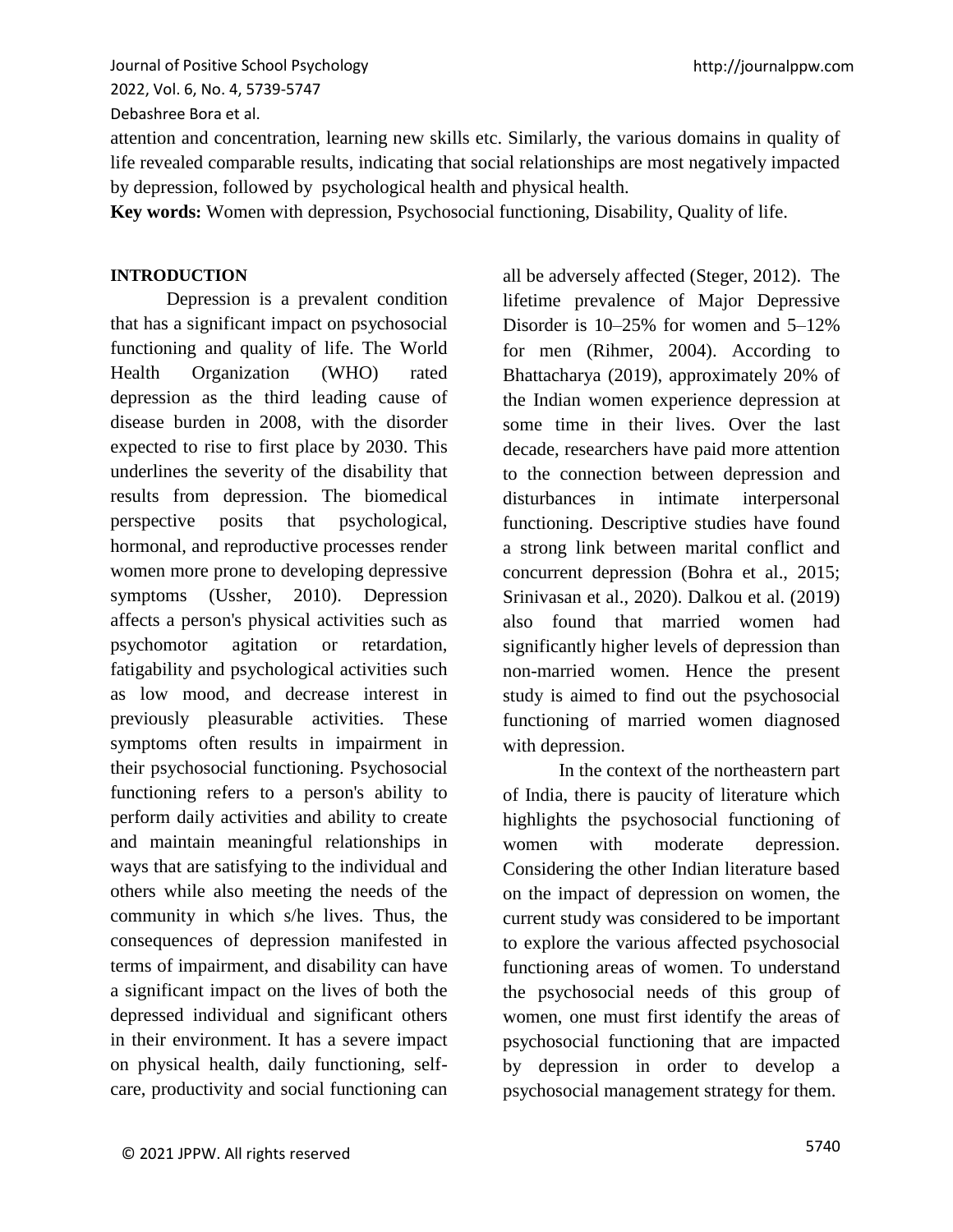attention and concentration, learning new skills etc. Similarly, the various domains in quality of life revealed comparable results, indicating that social relationships are most negatively impacted by depression, followed by psychological health and physical health.

**Key words:** Women with depression, Psychosocial functioning, Disability, Quality of life.

## INTRODUCTION

Depression is a prevalent condition that has a significant impact on psychosocial functioning and quality of life. The World Health Organization (WHO) rated depression as the third leading cause of disease burden in 2008, with the disorder expected to rise to first place by 2030. This underlines the severity of the disability that results from depression. The biomedical perspective posits that psychological, hormonal, and reproductive processes render women more prone to developing depressive symptoms (Ussher, 2010). Depression affects a person's physical activities such as psychomotor agitation or retardation, fatigability and psychological activities such as low mood, and decrease interest in previously pleasurable activities. These symptoms often results in impairment in their psychosocial functioning. Psychosocial functioning refers to a person's ability to perform daily activities and ability to create and maintain meaningful relationships in ways that are satisfying to the individual and others while also meeting the needs of the community in which s/he lives. Thus, the consequences of depression manifested in terms of impairment, and disability can have a significant impact on the lives of both the depressed individual and significant others in their environment. It has a severe impact on physical health, daily functioning, self-care, productivity and social functioning can all be adversely affected (Steger, 2012). The lifetime prevalence of Major Depressive Disorder is 10–25% for women and 5–12% for men (Rihmer, 2004). According to Bhattacharya (2019), approximately 20% of the Indian women experience depression at some time in their lives. Over the last decade, researchers have paid more attention to the connection between depression and disturbances in intimate interpersonal functioning. Descriptive studies have found a strong link between marital conflict and concurrent depression (Bohra et al., 2015; Srinivasan et al., 2020). Dalkou et al. (2019) also found that married women had significantly higher levels of depression than non-married women. Hence the present study is aimed to find out the psychosocial functioning of married women diagnosed with depression.

In the context of the northeastern part of India, there is paucity of literature which highlights the psychosocial functioning of women with moderate depression. Considering the other Indian literature based on the impact of depression on women, the current study was considered to be important to explore the various affected psychosocial functioning areas of women. To understand the psychosocial needs of this group of women, one must first identify the areas of psychosocial functioning that are impacted by depression in order to develop a psychosocial management strategy for them.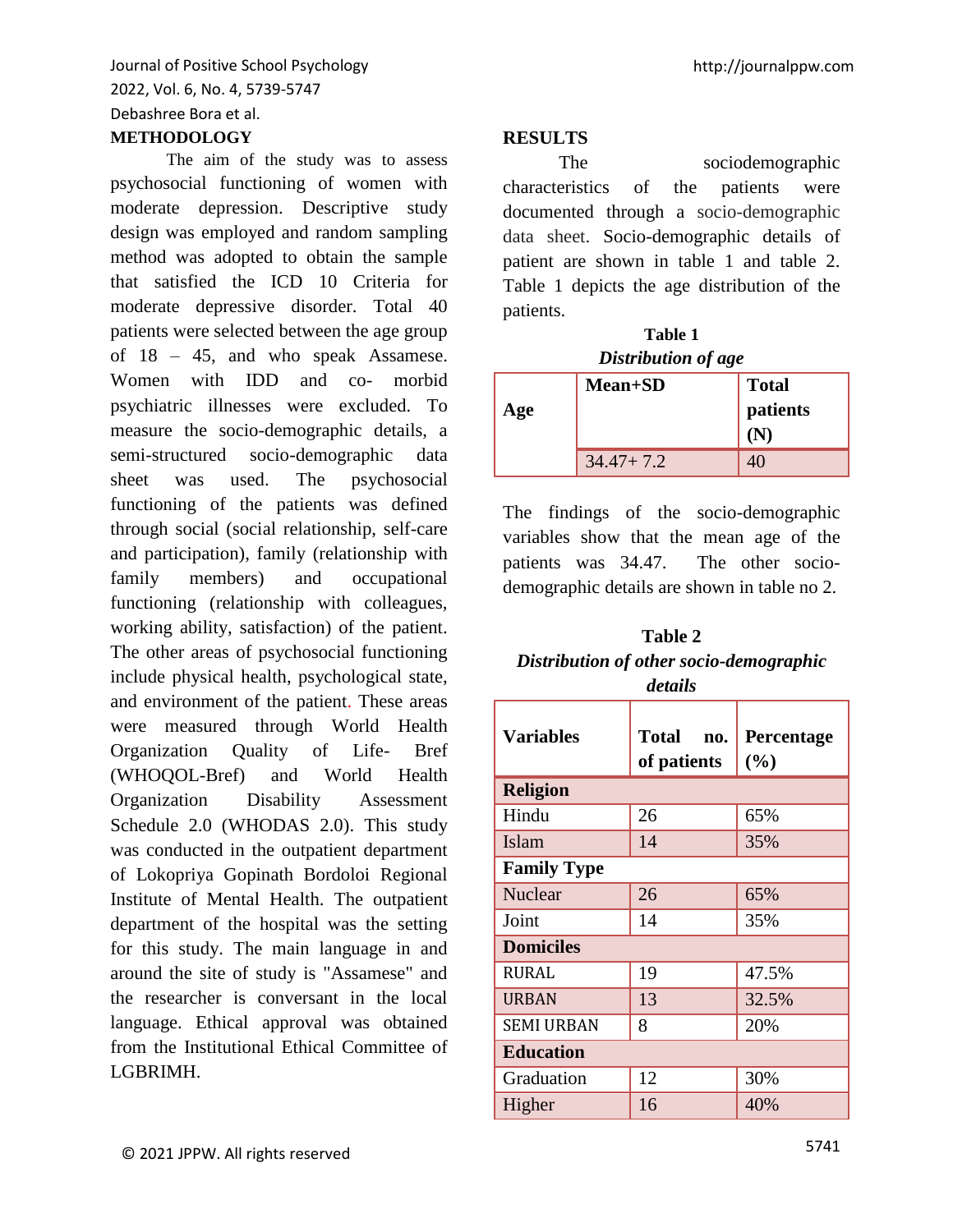## METHODOLOGY

The aim of the study was to assess psychosocial functioning of women with moderate depression. Descriptive study design was employed and random sampling method was adopted to obtain the sample that satisfied the ICD 10 Criteria for moderate depressive disorder. Total 40 patients were selected between the age group of 18 – 45, and who speak Assamese. Women with IDD and co- morbid psychiatric illnesses were excluded. To measure the socio-demographic details, a semi-structured socio-demographic data sheet was used. The psychosocial functioning of the patients was defined through social (social relationship, self-care and participation), family (relationship with family members) and occupational functioning (relationship with colleagues, working ability, satisfaction) of the patient. The other areas of psychosocial functioning include physical health, psychological state, and environment of the patient. These areas were measured through World Health Organization Quality of Life- Bref (WHOQOL-Bref) and World Health Organization Disability Assessment Schedule 2.0 (WHODAS 2.0). This study was conducted in the outpatient department of Lokopriya Gopinath Bordoloi Regional Institute of Mental Health. The outpatient department of the hospital was the setting for this study. The main language in and around the site of study is "Assamese" and the researcher is conversant in the local language. Ethical approval was obtained from the Institutional Ethical Committee of LGBRIMH.

## RESULTS

The sociodemographic characteristics of the patients were documented through a socio-demographic data sheet. Socio-demographic details of patient are shown in table 1 and table 2. Table 1 depicts the age distribution of the patients.

**Table 1**
*Distribution of age*

| Age | Mean+SD | Total patients (N) |
|---|---|---|
| | 34.47+ 7.2 | 40 |

The findings of the socio-demographic variables show that the mean age of the patients was 34.47. The other socio-demographic details are shown in table no 2.

**Table 2**
*Distribution of other socio-demographic details*

| Variables | Total no. of patients | Percentage (%) |
|---|---|---|
| **Religion** | | |
| Hindu | 26 | 65% |
| Islam | 14 | 35% |
| **Family Type** | | |
| Nuclear | 26 | 65% |
| Joint | 14 | 35% |
| **Domiciles** | | |
| RURAL | 19 | 47.5% |
| URBAN | 13 | 32.5% |
| SEMI URBAN | 8 | 20% |
| **Education** | | |
| Graduation | 12 | 30% |
| Higher | 16 | 40% |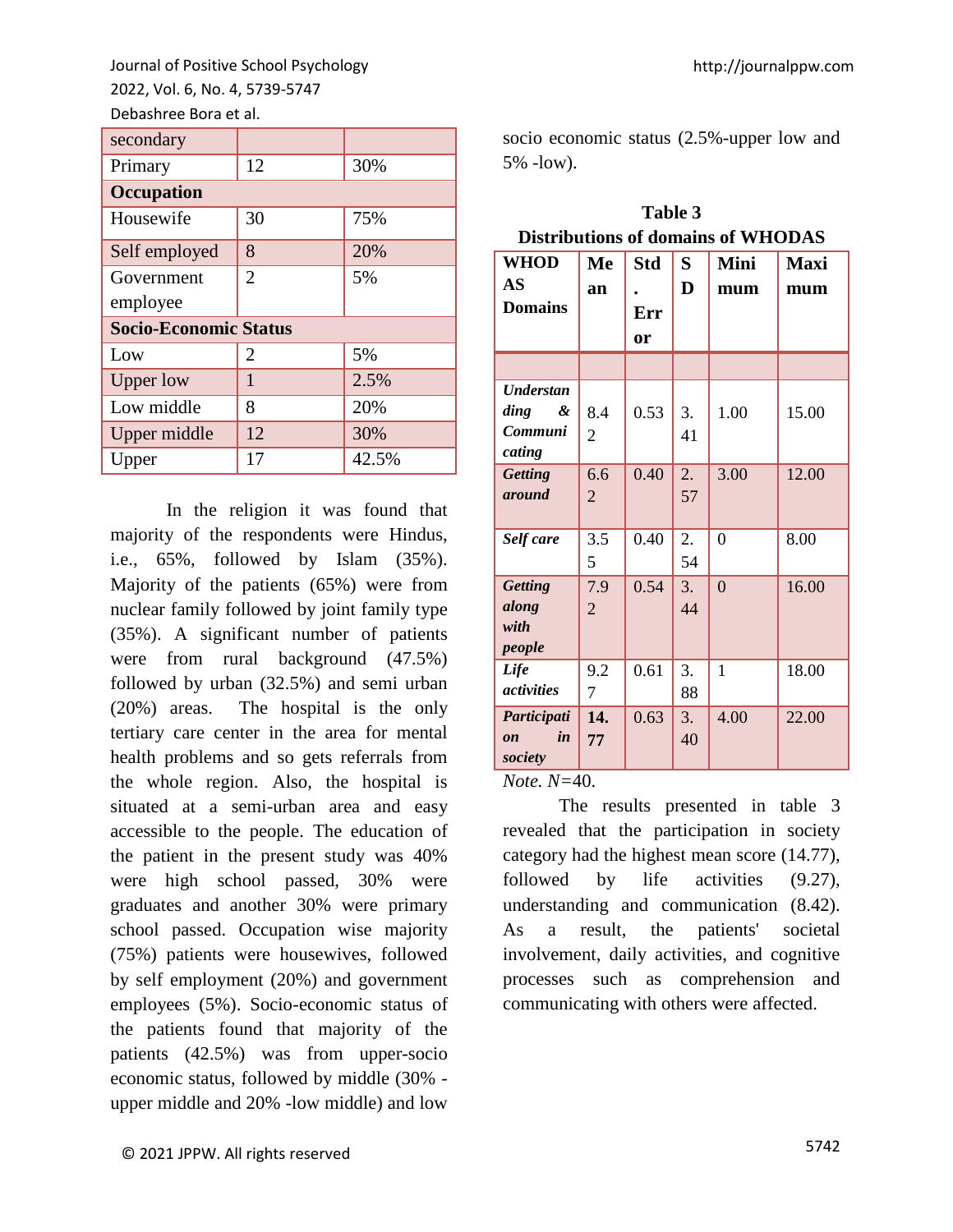| | | |
|---|---|---|
| secondary | | |
| Primary | 12 | 30% |
| **Occupation** | | |
| Housewife | 30 | 75% |
| Self employed | 8 | 20% |
| Government employee | 2 | 5% |
| **Socio-Economic Status** | | |
| Low | 2 | 5% |
| Upper low | 1 | 2.5% |
| Low middle | 8 | 20% |
| Upper middle | 12 | 30% |
| Upper | 17 | 42.5% |

In the religion it was found that majority of the respondents were Hindus, i.e., 65%, followed by Islam (35%). Majority of the patients (65%) were from nuclear family followed by joint family type (35%). A significant number of patients were from rural background (47.5%) followed by urban (32.5%) and semi urban (20%) areas. The hospital is the only tertiary care center in the area for mental health problems and so gets referrals from the whole region. Also, the hospital is situated at a semi-urban area and easy accessible to the people. The education of the patient in the present study was 40% were high school passed, 30% were graduates and another 30% were primary school passed. Occupation wise majority (75%) patients were housewives, followed by self employment (20%) and government employees (5%). Socio-economic status of the patients found that majority of the patients (42.5%) was from upper-socio economic status, followed by middle (30% -upper middle and 20% -low middle) and low socio economic status (2.5%-upper low and 5% -low).

**Table 3**
**Distributions of domains of WHODAS**

| WHODAS Domains | Mean | Std. Error | SD | Minimum | Maximum |
|---|---|---|---|---|---|
| | | | | | |
| ***Understanding & Communicating*** | 8.42 | 0.53 | 3.41 | 1.00 | 15.00 |
| ***Getting around*** | 6.62 | 0.40 | 2.57 | 3.00 | 12.00 |
| ***Self care*** | 3.55 | 0.40 | 2.54 | 0 | 8.00 |
| ***Getting along with people*** | 7.92 | 0.54 | 3.44 | 0 | 16.00 |
| ***Life activities*** | 9.27 | 0.61 | 3.88 | 1 | 18.00 |
| ***Participation in society*** | **14.77** | 0.63 | 3.40 | 4.00 | 22.00 |

*Note. N*=40.

The results presented in table 3 revealed that the participation in society category had the highest mean score (14.77), followed by life activities (9.27), understanding and communication (8.42). As a result, the patients' societal involvement, daily activities, and cognitive processes such as comprehension and communicating with others were affected.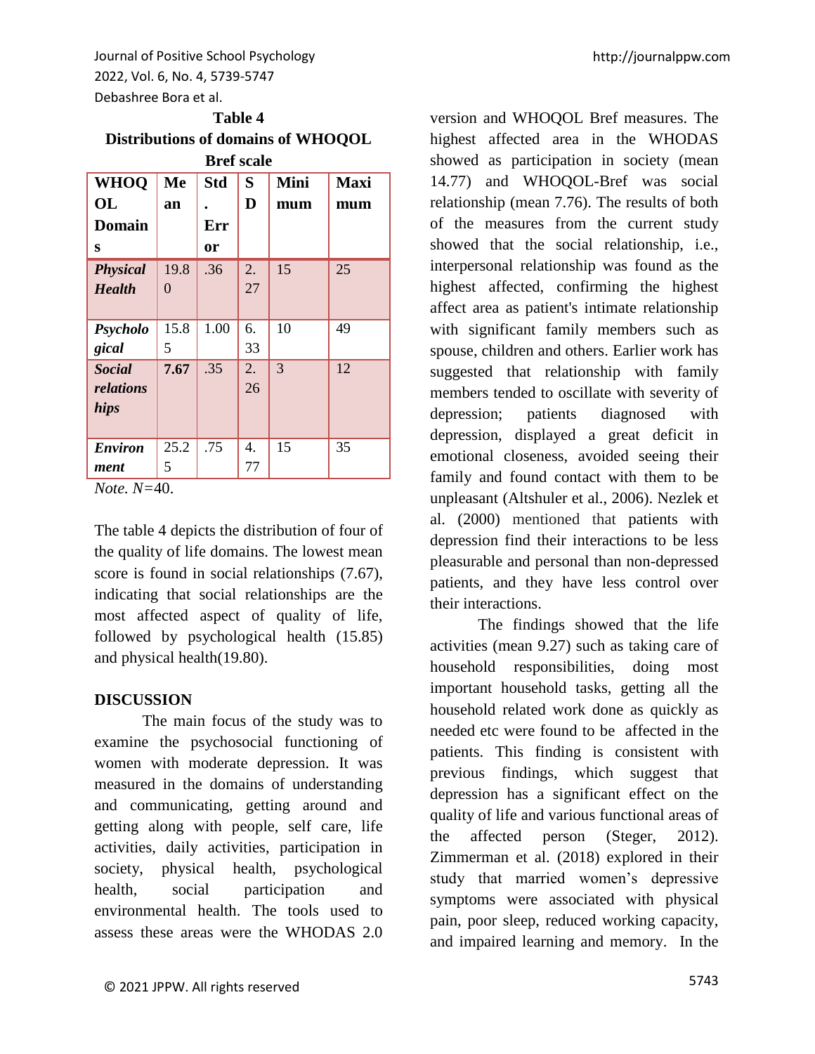**Table 4**
**Distributions of domains of WHOQOL Bref scale**

| WHOQOL Domains | Mean | Std. Error | SD | Minimum | Maximum |
|---|---|---|---|---|---|
| ***Physical Health*** | 19.80 | .36 | 2.27 | 15 | 25 |
| ***Psychological*** | 15.85 | 1.00 | 6.33 | 10 | 49 |
| ***Social relationships*** | **7.67** | .35 | 2.26 | 3 | 12 |
| ***Environment*** | 25.25 | .75 | 4.77 | 15 | 35 |

*Note. N*=40.

The table 4 depicts the distribution of four of the quality of life domains. The lowest mean score is found in social relationships (7.67), indicating that social relationships are the most affected aspect of quality of life, followed by psychological health (15.85) and physical health(19.80).

## DISCUSSION

The main focus of the study was to examine the psychosocial functioning of women with moderate depression. It was measured in the domains of understanding and communicating, getting around and getting along with people, self care, life activities, daily activities, participation in society, physical health, psychological health, social participation and environmental health. The tools used to assess these areas were the WHODAS 2.0 version and WHOQOL Bref measures. The highest affected area in the WHODAS showed as participation in society (mean 14.77) and WHOQOL-Bref was social relationship (mean 7.76). The results of both of the measures from the current study showed that the social relationship, i.e., interpersonal relationship was found as the highest affected, confirming the highest affect area as patient's intimate relationship with significant family members such as spouse, children and others. Earlier work has suggested that relationship with family members tended to oscillate with severity of depression; patients diagnosed with depression, displayed a great deficit in emotional closeness, avoided seeing their family and found contact with them to be unpleasant (Altshuler et al., 2006). Nezlek et al. (2000) mentioned that patients with depression find their interactions to be less pleasurable and personal than non-depressed patients, and they have less control over their interactions.

The findings showed that the life activities (mean 9.27) such as taking care of household responsibilities, doing most important household tasks, getting all the household related work done as quickly as needed etc were found to be affected in the patients. This finding is consistent with previous findings, which suggest that depression has a significant effect on the quality of life and various functional areas of the affected person (Steger, 2012). Zimmerman et al. (2018) explored in their study that married women's depressive symptoms were associated with physical pain, poor sleep, reduced working capacity, and impaired learning and memory. In the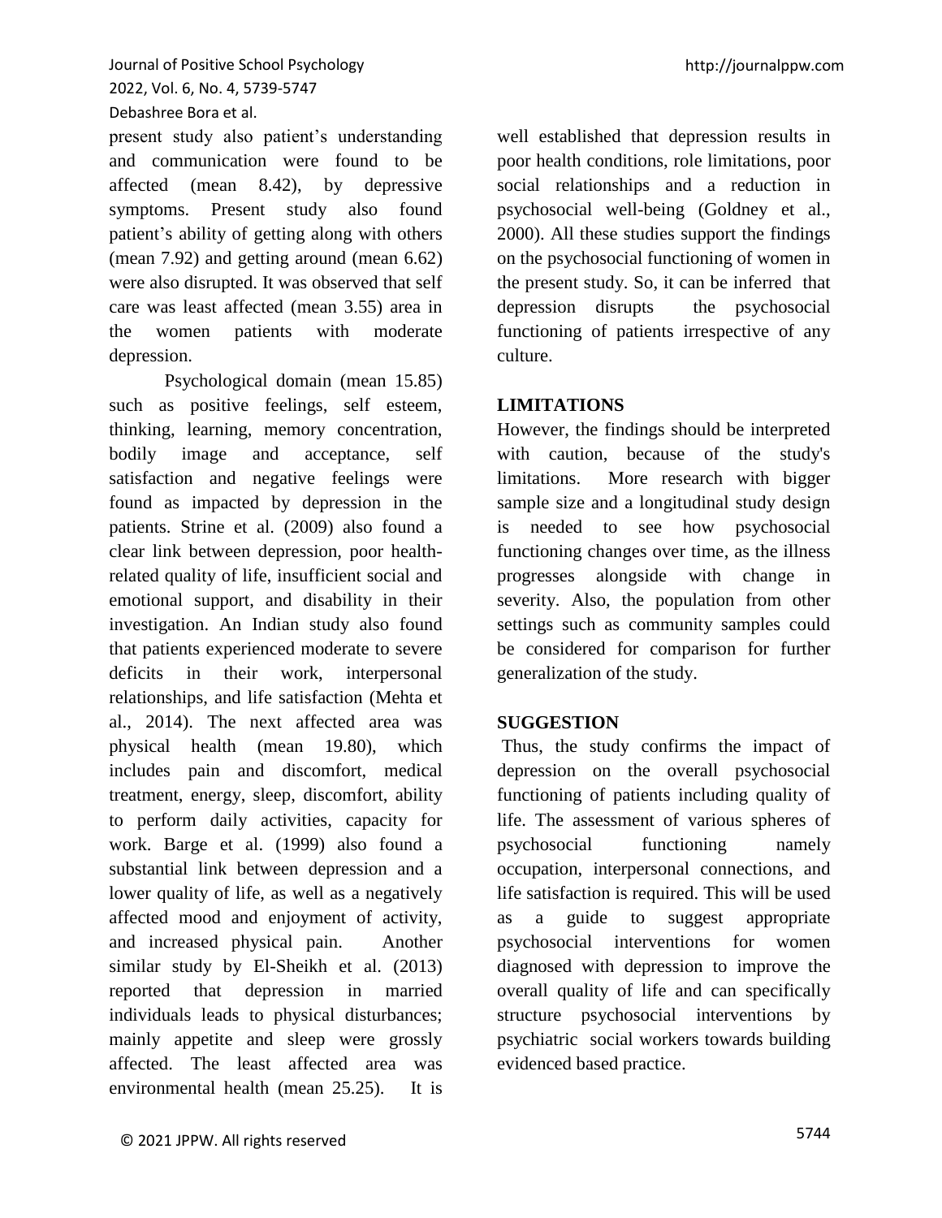present study also patient's understanding and communication were found to be affected (mean 8.42), by depressive symptoms. Present study also found patient's ability of getting along with others (mean 7.92) and getting around (mean 6.62) were also disrupted. It was observed that self care was least affected (mean 3.55) area in the women patients with moderate depression.

Psychological domain (mean 15.85) such as positive feelings, self esteem, thinking, learning, memory concentration, bodily image and acceptance, self satisfaction and negative feelings were found as impacted by depression in the patients. Strine et al. (2009) also found a clear link between depression, poor health-related quality of life, insufficient social and emotional support, and disability in their investigation. An Indian study also found that patients experienced moderate to severe deficits in their work, interpersonal relationships, and life satisfaction (Mehta et al., 2014). The next affected area was physical health (mean 19.80), which includes pain and discomfort, medical treatment, energy, sleep, discomfort, ability to perform daily activities, capacity for work. Barge et al. (1999) also found a substantial link between depression and a lower quality of life, as well as a negatively affected mood and enjoyment of activity, and increased physical pain. Another similar study by El-Sheikh et al. (2013) reported that depression in married individuals leads to physical disturbances; mainly appetite and sleep were grossly affected. The least affected area was environmental health (mean 25.25). It is well established that depression results in poor health conditions, role limitations, poor social relationships and a reduction in psychosocial well-being (Goldney et al., 2000). All these studies support the findings on the psychosocial functioning of women in the present study. So, it can be inferred that depression disrupts the psychosocial functioning of patients irrespective of any culture.

## LIMITATIONS

However, the findings should be interpreted with caution, because of the study's limitations. More research with bigger sample size and a longitudinal study design is needed to see how psychosocial functioning changes over time, as the illness progresses alongside with change in severity. Also, the population from other settings such as community samples could be considered for comparison for further generalization of the study.

## SUGGESTION

Thus, the study confirms the impact of depression on the overall psychosocial functioning of patients including quality of life. The assessment of various spheres of psychosocial functioning namely occupation, interpersonal connections, and life satisfaction is required. This will be used as a guide to suggest appropriate psychosocial interventions for women diagnosed with depression to improve the overall quality of life and can specifically structure psychosocial interventions by psychiatric social workers towards building evidenced based practice.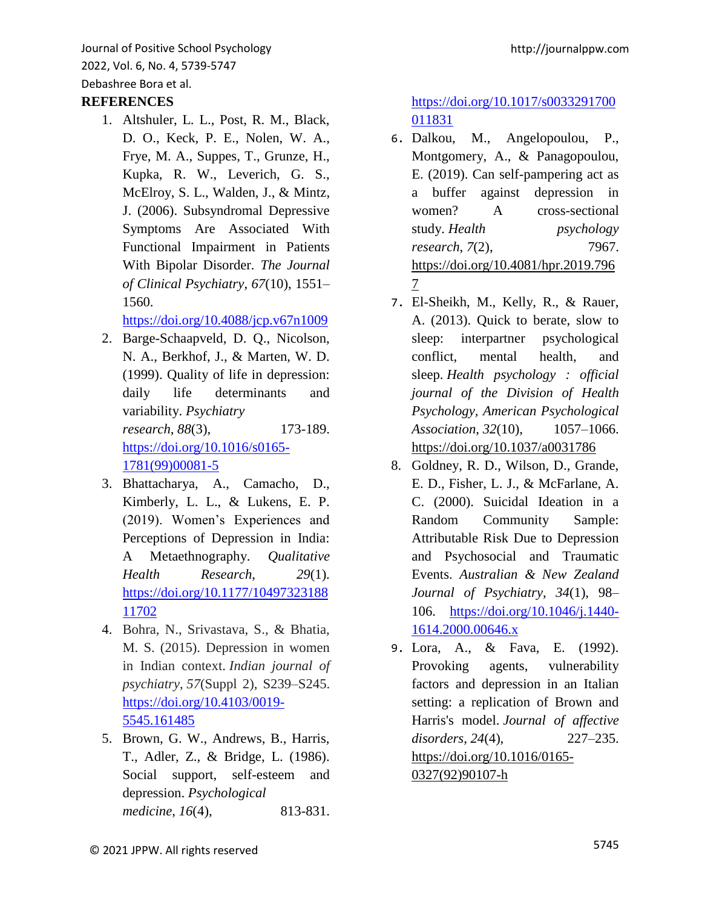## REFERENCES

1. Altshuler, L. L., Post, R. M., Black, D. O., Keck, P. E., Nolen, W. A., Frye, M. A., Suppes, T., Grunze, H., Kupka, R. W., Leverich, G. S., McElroy, S. L., Walden, J., & Mintz, J. (2006). Subsyndromal Depressive Symptoms Are Associated With Functional Impairment in Patients With Bipolar Disorder. *The Journal of Clinical Psychiatry*, *67*(10), 1551–1560. https://doi.org/10.4088/jcp.v67n1009
2. Barge-Schaapveld, D. Q., Nicolson, N. A., Berkhof, J., & Marten, W. D. (1999). Quality of life in depression: daily life determinants and variability. *Psychiatry research*, *88*(3), 173-189. https://doi.org/10.1016/s0165-1781(99)00081-5
3. Bhattacharya, A., Camacho, D., Kimberly, L. L., & Lukens, E. P. (2019). Women's Experiences and Perceptions of Depression in India: A Metaethnography. *Qualitative Health Research*, *29*(1). https://doi.org/10.1177/1049732318811702
4. Bohra, N., Srivastava, S., & Bhatia, M. S. (2015). Depression in women in Indian context. *Indian journal of psychiatry*, *57*(Suppl 2), S239–S245. https://doi.org/10.4103/0019-5545.161485
5. Brown, G. W., Andrews, B., Harris, T., Adler, Z., & Bridge, L. (1986). Social support, self-esteem and depression. *Psychological medicine*, *16*(4), 813-831. https://doi.org/10.1017/s0033291700011831
6. Dalkou, M., Angelopoulou, P., Montgomery, A., & Panagopoulou, E. (2019). Can self-pampering act as a buffer against depression in women? A cross-sectional study. *Health psychology research*, *7*(2), 7967. https://doi.org/10.4081/hpr.2019.7967
7. El-Sheikh, M., Kelly, R., & Rauer, A. (2013). Quick to berate, slow to sleep: interpartner psychological conflict, mental health, and sleep. *Health psychology : official journal of the Division of Health Psychology, American Psychological Association*, *32*(10), 1057–1066. https://doi.org/10.1037/a0031786
8. Goldney, R. D., Wilson, D., Grande, E. D., Fisher, L. J., & McFarlane, A. C. (2000). Suicidal Ideation in a Random Community Sample: Attributable Risk Due to Depression and Psychosocial and Traumatic Events. *Australian & New Zealand Journal of Psychiatry*, *34*(1), 98–106. https://doi.org/10.1046/j.1440-1614.2000.00646.x
9. Lora, A., & Fava, E. (1992). Provoking agents, vulnerability factors and depression in an Italian setting: a replication of Brown and Harris's model. *Journal of affective disorders*, *24*(4), 227–235. https://doi.org/10.1016/0165-0327(92)90107-h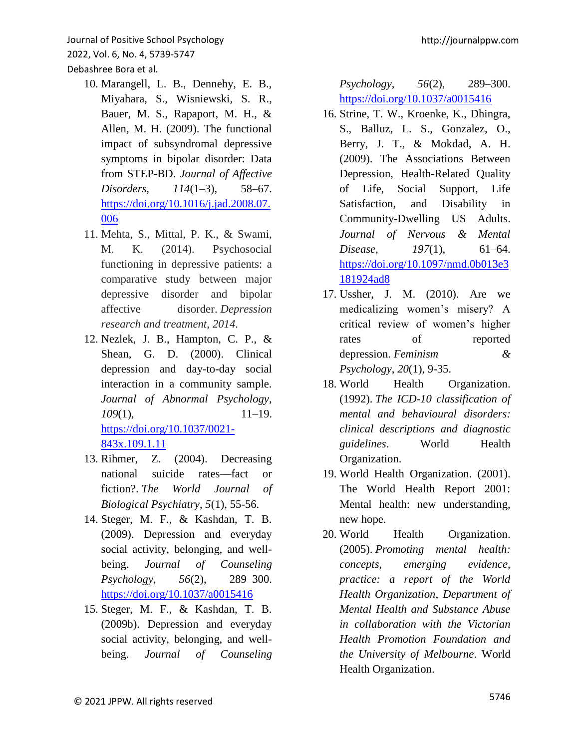10. Marangell, L. B., Dennehy, E. B., Miyahara, S., Wisniewski, S. R., Bauer, M. S., Rapaport, M. H., & Allen, M. H. (2009). The functional impact of subsyndromal depressive symptoms in bipolar disorder: Data from STEP-BD. *Journal of Affective Disorders*, *114*(1–3), 58–67. https://doi.org/10.1016/j.jad.2008.07.006
11. Mehta, S., Mittal, P. K., & Swami, M. K. (2014). Psychosocial functioning in depressive patients: a comparative study between major depressive disorder and bipolar affective disorder. *Depression research and treatment*, *2014*.
12. Nezlek, J. B., Hampton, C. P., & Shean, G. D. (2000). Clinical depression and day-to-day social interaction in a community sample. *Journal of Abnormal Psychology*, *109*(1), 11–19. https://doi.org/10.1037/0021-843x.109.1.11
13. Rihmer, Z. (2004). Decreasing national suicide rates—fact or fiction?. *The World Journal of Biological Psychiatry*, *5*(1), 55-56.
14. Steger, M. F., & Kashdan, T. B. (2009). Depression and everyday social activity, belonging, and well-being. *Journal of Counseling Psychology*, *56*(2), 289–300. https://doi.org/10.1037/a0015416
15. Steger, M. F., & Kashdan, T. B. (2009b). Depression and everyday social activity, belonging, and well-being. *Journal of Counseling Psychology*, *56*(2), 289–300. https://doi.org/10.1037/a0015416
16. Strine, T. W., Kroenke, K., Dhingra, S., Balluz, L. S., Gonzalez, O., Berry, J. T., & Mokdad, A. H. (2009). The Associations Between Depression, Health-Related Quality of Life, Social Support, Life Satisfaction, and Disability in Community-Dwelling US Adults. *Journal of Nervous & Mental Disease*, *197*(1), 61–64. https://doi.org/10.1097/nmd.0b013e3181924ad8
17. Ussher, J. M. (2010). Are we medicalizing women's misery? A critical review of women's higher rates of reported depression. *Feminism & Psychology*, *20*(1), 9-35.
18. World Health Organization. (1992). *The ICD-10 classification of mental and behavioural disorders: clinical descriptions and diagnostic guidelines*. World Health Organization.
19. World Health Organization. (2001). The World Health Report 2001: Mental health: new understanding, new hope.
20. World Health Organization. (2005). *Promoting mental health: concepts, emerging evidence, practice: a report of the World Health Organization, Department of Mental Health and Substance Abuse in collaboration with the Victorian Health Promotion Foundation and the University of Melbourne*. World Health Organization.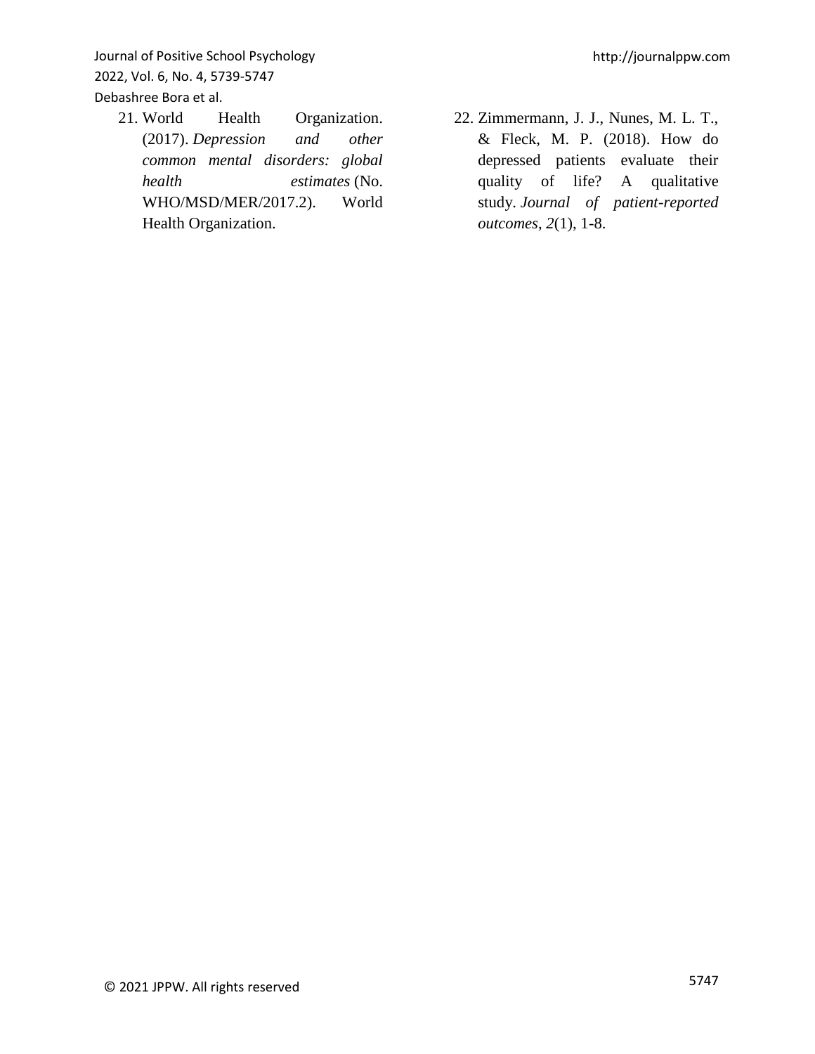21. World Health Organization. (2017). *Depression and other common mental disorders: global health estimates* (No. WHO/MSD/MER/2017.2). World Health Organization.
22. Zimmermann, J. J., Nunes, M. L. T., & Fleck, M. P. (2018). How do depressed patients evaluate their quality of life? A qualitative study. *Journal of patient-reported outcomes*, *2*(1), 1-8.